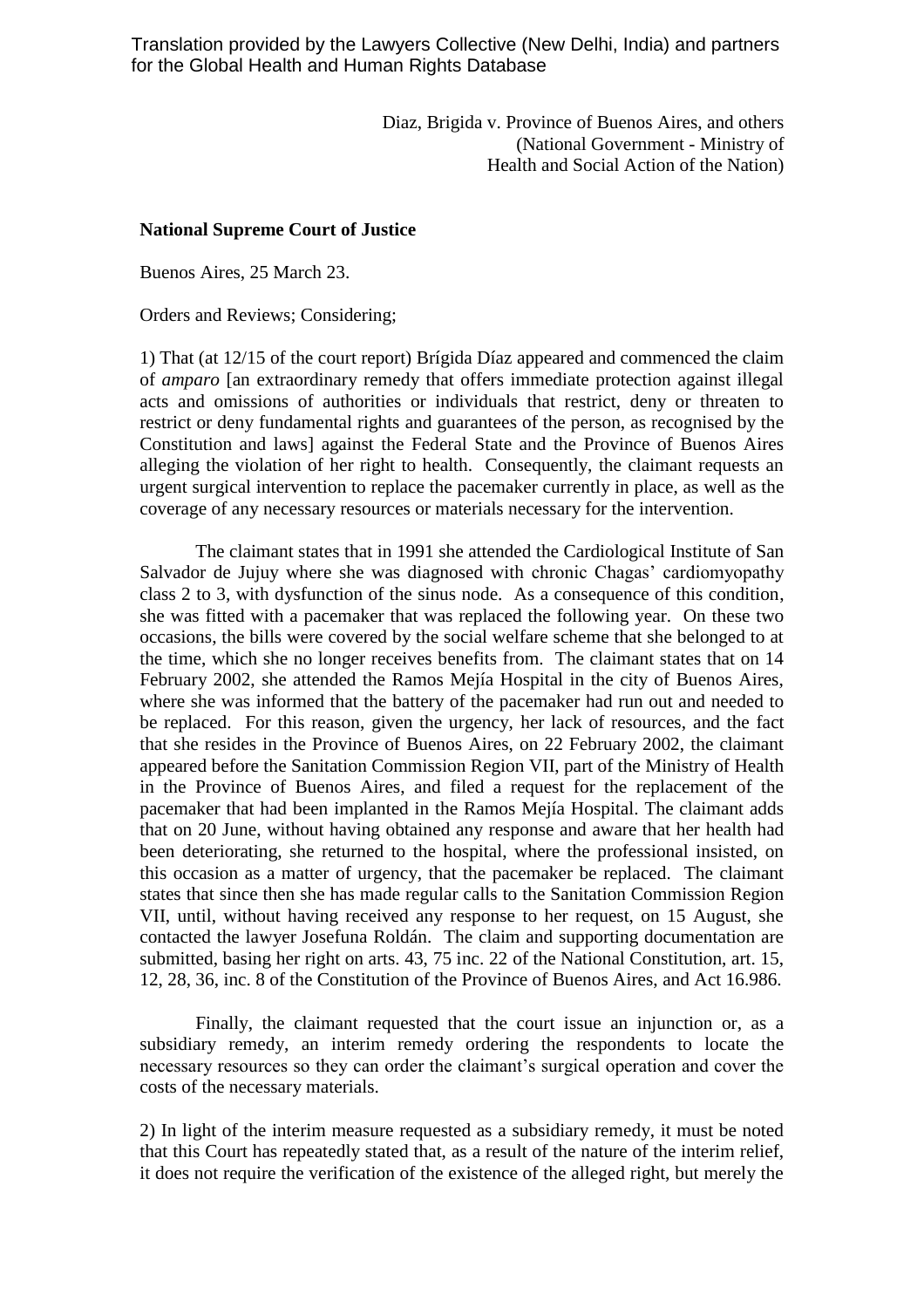Translation provided by the Lawyers Collective (New Delhi, India) and partners for the Global Health and Human Rights Database

Diaz, Brigida v. Province of Buenos Aires, and others
(National Government - Ministry of
Health and Social Action of the Nation)

**National Supreme Court of Justice**

Buenos Aires, 25 March 23.

Orders and Reviews; Considering;

1) That (at 12/15 of the court report) Brígida Díaz appeared and commenced the claim of *amparo* [an extraordinary remedy that offers immediate protection against illegal acts and omissions of authorities or individuals that restrict, deny or threaten to restrict or deny fundamental rights and guarantees of the person, as recognised by the Constitution and laws] against the Federal State and the Province of Buenos Aires alleging the violation of her right to health. Consequently, the claimant requests an urgent surgical intervention to replace the pacemaker currently in place, as well as the coverage of any necessary resources or materials necessary for the intervention.

The claimant states that in 1991 she attended the Cardiological Institute of San Salvador de Jujuy where she was diagnosed with chronic Chagas' cardiomyopathy class 2 to 3, with dysfunction of the sinus node. As a consequence of this condition, she was fitted with a pacemaker that was replaced the following year. On these two occasions, the bills were covered by the social welfare scheme that she belonged to at the time, which she no longer receives benefits from. The claimant states that on 14 February 2002, she attended the Ramos Mejía Hospital in the city of Buenos Aires, where she was informed that the battery of the pacemaker had run out and needed to be replaced. For this reason, given the urgency, her lack of resources, and the fact that she resides in the Province of Buenos Aires, on 22 February 2002, the claimant appeared before the Sanitation Commission Region VII, part of the Ministry of Health in the Province of Buenos Aires, and filed a request for the replacement of the pacemaker that had been implanted in the Ramos Mejía Hospital. The claimant adds that on 20 June, without having obtained any response and aware that her health had been deteriorating, she returned to the hospital, where the professional insisted, on this occasion as a matter of urgency, that the pacemaker be replaced. The claimant states that since then she has made regular calls to the Sanitation Commission Region VII, until, without having received any response to her request, on 15 August, she contacted the lawyer Josefuna Roldán. The claim and supporting documentation are submitted, basing her right on arts. 43, 75 inc. 22 of the National Constitution, art. 15, 12, 28, 36, inc. 8 of the Constitution of the Province of Buenos Aires, and Act 16.986.

Finally, the claimant requested that the court issue an injunction or, as a subsidiary remedy, an interim remedy ordering the respondents to locate the necessary resources so they can order the claimant's surgical operation and cover the costs of the necessary materials.

2) In light of the interim measure requested as a subsidiary remedy, it must be noted that this Court has repeatedly stated that, as a result of the nature of the interim relief, it does not require the verification of the existence of the alleged right, but merely the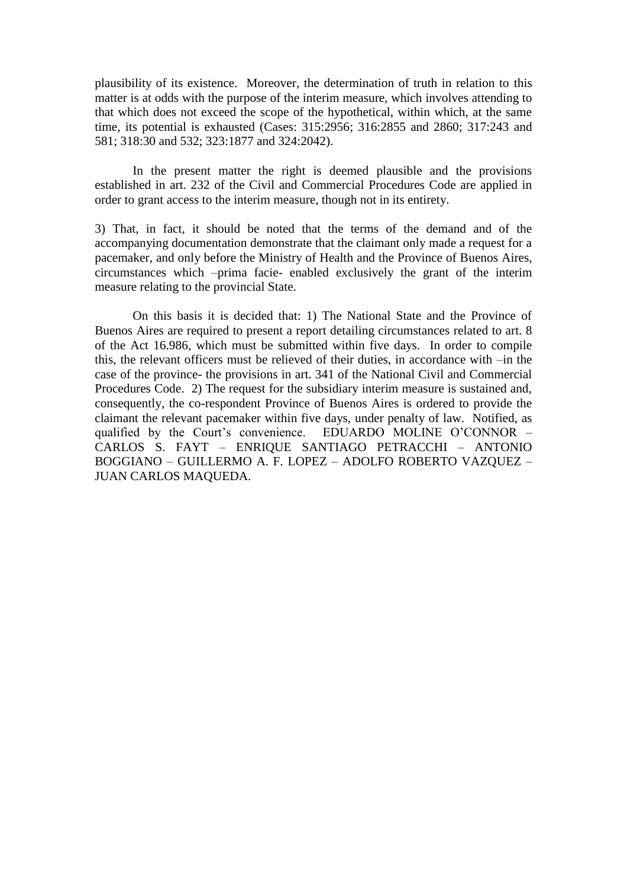plausibility of its existence. Moreover, the determination of truth in relation to this matter is at odds with the purpose of the interim measure, which involves attending to that which does not exceed the scope of the hypothetical, within which, at the same time, its potential is exhausted (Cases: 315:2956; 316:2855 and 2860; 317:243 and 581; 318:30 and 532; 323:1877 and 324:2042).

In the present matter the right is deemed plausible and the provisions established in art. 232 of the Civil and Commercial Procedures Code are applied in order to grant access to the interim measure, though not in its entirety.

3) That, in fact, it should be noted that the terms of the demand and of the accompanying documentation demonstrate that the claimant only made a request for a pacemaker, and only before the Ministry of Health and the Province of Buenos Aires, circumstances which –prima facie- enabled exclusively the grant of the interim measure relating to the provincial State.

On this basis it is decided that: 1) The National State and the Province of Buenos Aires are required to present a report detailing circumstances related to art. 8 of the Act 16.986, which must be submitted within five days. In order to compile this, the relevant officers must be relieved of their duties, in accordance with –in the case of the province- the provisions in art. 341 of the National Civil and Commercial Procedures Code. 2) The request for the subsidiary interim measure is sustained and, consequently, the co-respondent Province of Buenos Aires is ordered to provide the claimant the relevant pacemaker within five days, under penalty of law. Notified, as qualified by the Court's convenience. EDUARDO MOLINE O'CONNOR – CARLOS S. FAYT – ENRIQUE SANTIAGO PETRACCHI – ANTONIO BOGGIANO – GUILLERMO A. F. LOPEZ – ADOLFO ROBERTO VAZQUEZ – JUAN CARLOS MAQUEDA.